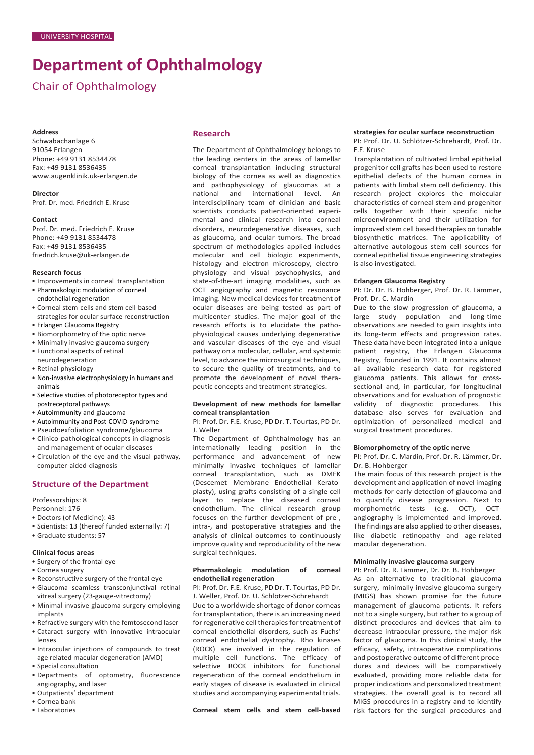UNIVERSITY HOSPITAL

# Department of Ophthalmology

## Chair of Ophthalmology

**Address**
Schwabachanlage 6
91054 Erlangen
Phone: +49 9131 8534478
Fax: +49 9131 8536435
www.augenklinik.uk-erlangen.de

**Director**
Prof. Dr. med. Friedrich E. Kruse

**Contact**
Prof. Dr. med. Friedrich E. Kruse
Phone: +49 9131 8534478
Fax: +49 9131 8536435
friedrich.kruse@uk-erlangen.de

**Research focus**

- Improvements in corneal transplantation
- Pharmakologic modulation of corneal endothelial regeneration
- Corneal stem cells and stem cell-based strategies for ocular surface reconstruction
- Erlangen Glaucoma Registry
- Biomorphometry of the optic nerve
- Minimally invasive glaucoma surgery
- Functional aspects of retinal neurodegeneration
- Retinal physiology
- Non-invasive electrophysiology in humans and animals
- Selective studies of photoreceptor types and postreceptoral pathways
- Autoimmunity and glaucoma
- Autoimmunity and Post-COVID-syndrome
- Pseudoexfoliation syndrome/glaucoma
- Clinico-pathological concepts in diagnosis and management of ocular diseases
- Circulation of the eye and the visual pathway, computer-aided-diagnosis

## Structure of the Department

Professorships: 8
Personnel: 176

- Doctors (of Medicine): 43
- Scientists: 13 (thereof funded externally: 7)
- Graduate students: 57

**Clinical focus areas**

- Surgery of the frontal eye
- Cornea surgery
- Reconstructive surgery of the frontal eye
- Glaucoma seamless transconjunctival retinal vitreal surgery (23-gauge-vitrectomy)
- Minimal invasive glaucoma surgery employing implants
- Refractive surgery with the femtosecond laser
- Cataract surgery with innovative intraocular lenses
- Intraocular injections of compounds to treat age related macular degeneration (AMD)
- Special consultation
- Departments of optometry, fluorescence angiography, and laser
- Outpatients' department
- Cornea bank
- Laboratories

## Research

The Department of Ophthalmology belongs to the leading centers in the areas of lamellar corneal transplantation including structural biology of the cornea as well as diagnostics and pathophysiology of glaucomas at a national and international level. An interdisciplinary team of clinician and basic scientists conducts patient-oriented experimental and clinical research into corneal disorders, neurodegenerative diseases, such as glaucoma, and ocular tumors. The broad spectrum of methodologies applied includes molecular and cell biologic experiments, histology and electron microscopy, electrophysiology and visual psychophysics, and state-of-the-art imaging modalities, such as OCT angiography and magnetic resonance imaging. New medical devices for treatment of ocular diseases are being tested as part of multicenter studies. The major goal of the research efforts is to elucidate the pathophysiological causes underlying degenerative and vascular diseases of the eye and visual pathway on a molecular, cellular, and systemic level, to advance the microsurgical techniques, to secure the quality of treatments, and to promote the development of novel therapeutic concepts and treatment strategies.

### Development of new methods for lamellar corneal transplantation

PI: Prof. Dr. F.E. Kruse, PD Dr. T. Tourtas, PD Dr. J. Weller

The Department of Ophthalmology has an internationally leading position in the performance and advancement of new minimally invasive techniques of lamellar corneal transplantation, such as DMEK (Descemet Membrane Endothelial Keratoplasty), using grafts consisting of a single cell layer to replace the diseased corneal endothelium. The clinical research group focuses on the further development of pre-, intra-, and postoperative strategies and the analysis of clinical outcomes to continuously improve quality and reproducibility of the new surgical techniques.

### Pharmakologic modulation of corneal endothelial regeneration

PI: Prof. Dr. F.E. Kruse, PD Dr. T. Tourtas, PD Dr. J. Weller, Prof. Dr. U. Schlötzer-Schrehardt

Due to a worldwide shortage of donor corneas for transplantation, there is an increasing need for regenerative cell therapies for treatment of corneal endothelial disorders, such as Fuchs' corneal endothelial dystrophy. Rho kinases (ROCK) are involved in the regulation of multiple cell functions. The efficacy of selective ROCK inhibitors for functional regeneration of the corneal endothelium in early stages of disease is evaluated in clinical studies and accompanying experimental trials.

### Corneal stem cells and stem cell-based strategies for ocular surface reconstruction

PI: Prof. Dr. U. Schlötzer-Schrehardt, Prof. Dr. F.E. Kruse

Transplantation of cultivated limbal epithelial progenitor cell grafts has been used to restore epithelial defects of the human cornea in patients with limbal stem cell deficiency. This research project explores the molecular characteristics of corneal stem and progenitor cells together with their specific niche microenvironment and their utilization for improved stem cell based therapies on tunable biosynthetic matrices. The applicability of alternative autologous stem cell sources for corneal epithelial tissue engineering strategies is also investigated.

### Erlangen Glaucoma Registry

PI: Dr. Dr. B. Hohberger, Prof. Dr. R. Lämmer, Prof. Dr. C. Mardin

Due to the slow progression of glaucoma, a large study population and long-time observations are needed to gain insights into its long-term effects and progression rates. These data have been integrated into a unique patient registry, the Erlangen Glaucoma Registry, founded in 1991. It contains almost all available research data for registered glaucoma patients. This allows for cross-sectional and, in particular, for longitudinal observations and for evaluation of prognostic validity of diagnostic procedures. This database also serves for evaluation and optimization of personalized medical and surgical treatment procedures.

### Biomorphometry of the optic nerve

PI: Prof. Dr. C. Mardin, Prof. Dr. R. Lämmer, Dr. Dr. B. Hohberger

The main focus of this research project is the development and application of novel imaging methods for early detection of glaucoma and to quantify disease progression. Next to morphometric tests (e.g. OCT), OCT-angiography is implemented and improved. The findings are also applied to other diseases, like diabetic retinopathy and age-related macular degeneration.

### Minimally invasive glaucoma surgery

PI: Prof. Dr. R. Lämmer, Dr. Dr. B. Hohberger

As an alternative to traditional glaucoma surgery, minimally invasive glaucoma surgery (MIGS) has shown promise for the future management of glaucoma patients. It refers not to a single surgery, but rather to a group of distinct procedures and devices that aim to decrease intraocular pressure, the major risk factor of glaucoma. In this clinical study, the efficacy, safety, intraoperative complications and postoperative outcome of different procedures and devices will be comparatively evaluated, providing more reliable data for proper indications and personalized treatment strategies. The overall goal is to record all MIGS procedures in a registry and to identify risk factors for the surgical procedures and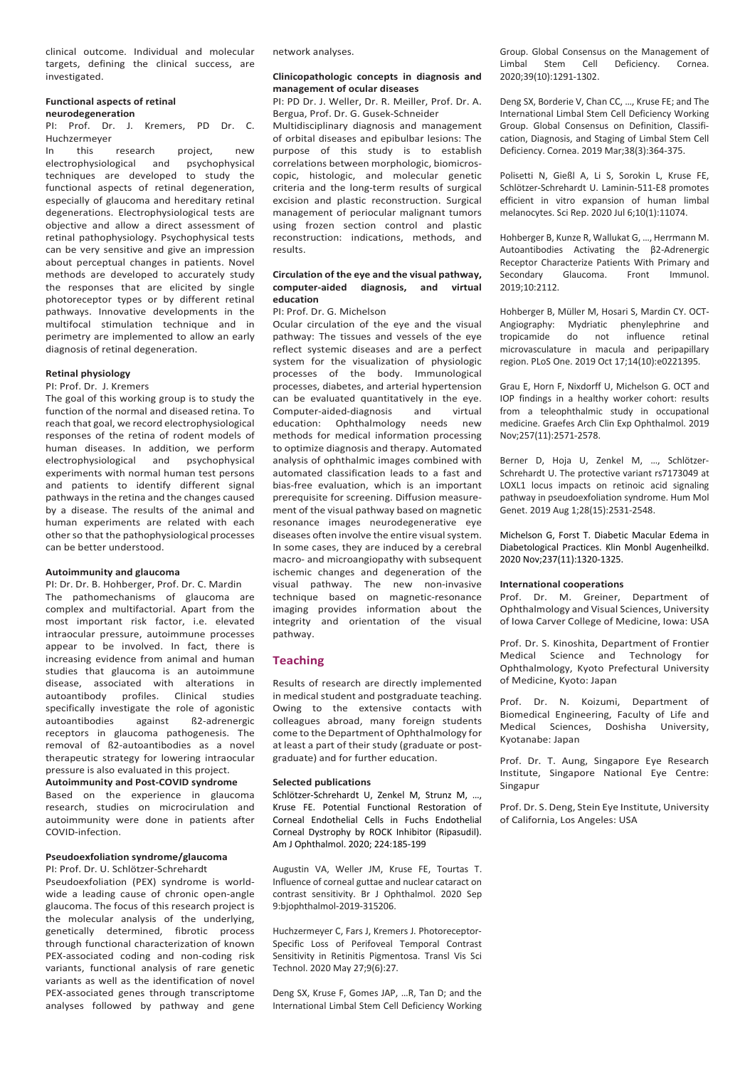clinical outcome. Individual and molecular targets, defining the clinical success, are investigated.

**Functional aspects of retinal neurodegeneration**

PI: Prof. Dr. J. Kremers, PD Dr. C. Huchzermeyer

In this research project, new electrophysiological and psychophysical techniques are developed to study the functional aspects of retinal degeneration, especially of glaucoma and hereditary retinal degenerations. Electrophysiological tests are objective and allow a direct assessment of retinal pathophysiology. Psychophysical tests can be very sensitive and give an impression about perceptual changes in patients. Novel methods are developed to accurately study the responses that are elicited by single photoreceptor types or by different retinal pathways. Innovative developments in the multifocal stimulation technique and in perimetry are implemented to allow an early diagnosis of retinal degeneration.

**Retinal physiology**

PI: Prof. Dr. J. Kremers

The goal of this working group is to study the function of the normal and diseased retina. To reach that goal, we record electrophysiological responses of the retina of rodent models of human diseases. In addition, we perform electrophysiological and psychophysical experiments with normal human test persons and patients to identify different signal pathways in the retina and the changes caused by a disease. The results of the animal and human experiments are related with each other so that the pathophysiological processes can be better understood.

**Autoimmunity and glaucoma**

PI: Dr. Dr. B. Hohberger, Prof. Dr. C. Mardin

The pathomechanisms of glaucoma are complex and multifactorial. Apart from the most important risk factor, i.e. elevated intraocular pressure, autoimmune processes appear to be involved. In fact, there is increasing evidence from animal and human studies that glaucoma is an autoimmune disease, associated with alterations in autoantibody profiles. Clinical studies specifically investigate the role of agonistic autoantibodies against ß2-adrenergic receptors in glaucoma pathogenesis. The removal of ß2-autoantibodies as a novel therapeutic strategy for lowering intraocular pressure is also evaluated in this project.

**Autoimmunity and Post-COVID syndrome**

Based on the experience in glaucoma research, studies on microcirulation and autoimmunity were done in patients after COVID-infection.

**Pseudoexfoliation syndrome/glaucoma**

PI: Prof. Dr. U. Schlötzer-Schrehardt

Pseudoexfoliation (PEX) syndrome is worldwide a leading cause of chronic open-angle glaucoma. The focus of this research project is the molecular analysis of the underlying, genetically determined, fibrotic process through functional characterization of known PEX-associated coding and non-coding risk variants, functional analysis of rare genetic variants as well as the identification of novel PEX-associated genes through transcriptome analyses followed by pathway and gene network analyses.

**Clinicopathologic concepts in diagnosis and management of ocular diseases**

PI: PD Dr. J. Weller, Dr. R. Meiller, Prof. Dr. A. Bergua, Prof. Dr. G. Gusek-Schneider

Multidisciplinary diagnosis and management of orbital diseases and epibulbar lesions: The purpose of this study is to establish correlations between morphologic, biomicroscopic, histologic, and molecular genetic criteria and the long-term results of surgical excision and plastic reconstruction. Surgical management of periocular malignant tumors using frozen section control and plastic reconstruction: indications, methods, and results.

**Circulation of the eye and the visual pathway, computer-aided diagnosis, and virtual education**

PI: Prof. Dr. G. Michelson

Ocular circulation of the eye and the visual pathway: The tissues and vessels of the eye reflect systemic diseases and are a perfect system for the visualization of physiologic processes of the body. Immunological processes, diabetes, and arterial hypertension can be evaluated quantitatively in the eye. Computer-aided-diagnosis and virtual education: Ophthalmology needs new methods for medical information processing to optimize diagnosis and therapy. Automated analysis of ophthalmic images combined with automated classification leads to a fast and bias-free evaluation, which is an important prerequisite for screening. Diffusion measurement of the visual pathway based on magnetic resonance images neurodegenerative eye diseases often involve the entire visual system. In some cases, they are induced by a cerebral macro- and microangiopathy with subsequent ischemic changes and degeneration of the visual pathway. The new non-invasive technique based on magnetic-resonance imaging provides information about the integrity and orientation of the visual pathway.

## Teaching

Results of research are directly implemented in medical student and postgraduate teaching. Owing to the extensive contacts with colleagues abroad, many foreign students come to the Department of Ophthalmology for at least a part of their study (graduate or postgraduate) and for further education.

**Selected publications**

Schlötzer-Schrehardt U, Zenkel M, Strunz M, …, Kruse FE. Potential Functional Restoration of Corneal Endothelial Cells in Fuchs Endothelial Corneal Dystrophy by ROCK Inhibitor (Ripasudil). Am J Ophthalmol. 2020; 224:185-199

Augustin VA, Weller JM, Kruse FE, Tourtas T. Influence of corneal guttae and nuclear cataract on contrast sensitivity. Br J Ophthalmol. 2020 Sep 9:bjophthalmol-2019-315206.

Huchzermeyer C, Fars J, Kremers J. Photoreceptor-Specific Loss of Perifoveal Temporal Contrast Sensitivity in Retinitis Pigmentosa. Transl Vis Sci Technol. 2020 May 27;9(6):27.

Deng SX, Kruse F, Gomes JAP, …R, Tan D; and the International Limbal Stem Cell Deficiency Working Group. Global Consensus on the Management of Limbal Stem Cell Deficiency. Cornea. 2020;39(10):1291-1302.

Deng SX, Borderie V, Chan CC, …, Kruse FE; and The International Limbal Stem Cell Deficiency Working Group. Global Consensus on Definition, Classification, Diagnosis, and Staging of Limbal Stem Cell Deficiency. Cornea. 2019 Mar;38(3):364-375.

Polisetti N, Gießl A, Li S, Sorokin L, Kruse FE, Schlötzer-Schrehardt U. Laminin-511-E8 promotes efficient in vitro expansion of human limbal melanocytes. Sci Rep. 2020 Jul 6;10(1):11074.

Hohberger B, Kunze R, Wallukat G, …, Herrmann M. Autoantibodies Activating the β2-Adrenergic Receptor Characterize Patients With Primary and Secondary Glaucoma. Front Immunol. 2019;10:2112.

Hohberger B, Müller M, Hosari S, Mardin CY. OCT-Angiography: Mydriatic phenylephrine and tropicamide do not influence retinal microvasculature in macula and peripapillary region. PLoS One. 2019 Oct 17;14(10):e0221395.

Grau E, Horn F, Nixdorff U, Michelson G. OCT and IOP findings in a healthy worker cohort: results from a teleophthalmic study in occupational medicine. Graefes Arch Clin Exp Ophthalmol. 2019 Nov;257(11):2571-2578.

Berner D, Hoja U, Zenkel M, …, Schlötzer-Schrehardt U. The protective variant rs7173049 at LOXL1 locus impacts on retinoic acid signaling pathway in pseudoexfoliation syndrome. Hum Mol Genet. 2019 Aug 1;28(15):2531-2548.

Michelson G, Forst T. Diabetic Macular Edema in Diabetological Practices. Klin Monbl Augenheilkd. 2020 Nov;237(11):1320-1325.

**International cooperations**

Prof. Dr. M. Greiner, Department of Ophthalmology and Visual Sciences, University of Iowa Carver College of Medicine, Iowa: USA

Prof. Dr. S. Kinoshita, Department of Frontier Medical Science and Technology for Ophthalmology, Kyoto Prefectural University of Medicine, Kyoto: Japan

Prof. Dr. N. Koizumi, Department of Biomedical Engineering, Faculty of Life and Medical Sciences, Doshisha University, Kyotanabe: Japan

Prof. Dr. T. Aung, Singapore Eye Research Institute, Singapore National Eye Centre: Singapur

Prof. Dr. S. Deng, Stein Eye Institute, University of California, Los Angeles: USA